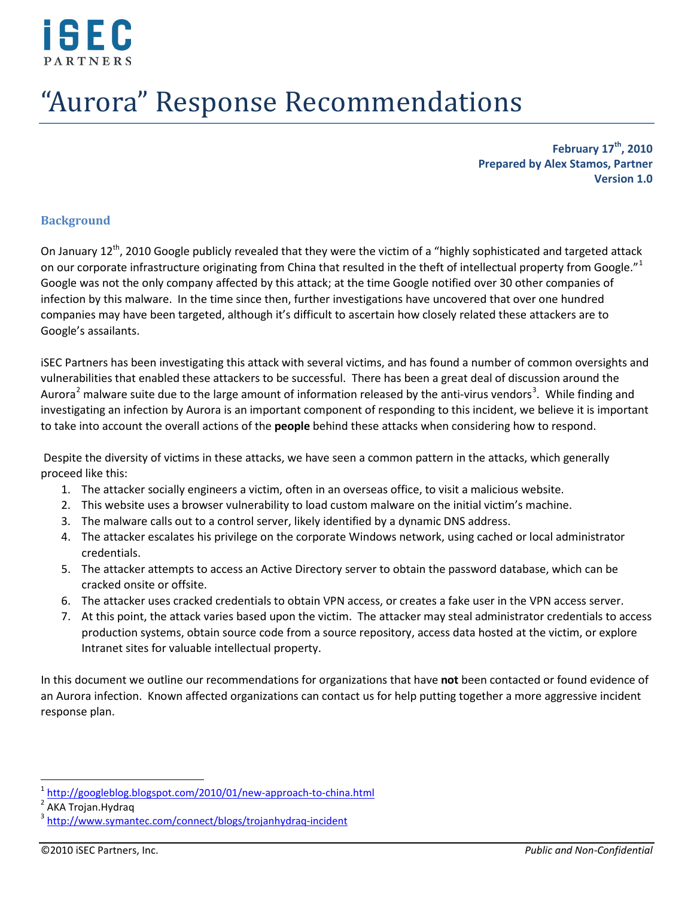iSEC PARTNERS

# "Aurora" Response Recommendations

**February 17th, 2010**
**Prepared by Alex Stamos, Partner**
**Version 1.0**

## Background

On January 12th, 2010 Google publicly revealed that they were the victim of a "highly sophisticated and targeted attack on our corporate infrastructure originating from China that resulted in the theft of intellectual property from Google."[1] Google was not the only company affected by this attack; at the time Google notified over 30 other companies of infection by this malware. In the time since then, further investigations have uncovered that over one hundred companies may have been targeted, although it's difficult to ascertain how closely related these attackers are to Google's assailants.

iSEC Partners has been investigating this attack with several victims, and has found a number of common oversights and vulnerabilities that enabled these attackers to be successful. There has been a great deal of discussion around the Aurora[2] malware suite due to the large amount of information released by the anti-virus vendors[3]. While finding and investigating an infection by Aurora is an important component of responding to this incident, we believe it is important to take into account the overall actions of the **people** behind these attacks when considering how to respond.

Despite the diversity of victims in these attacks, we have seen a common pattern in the attacks, which generally proceed like this:

1. The attacker socially engineers a victim, often in an overseas office, to visit a malicious website.
2. This website uses a browser vulnerability to load custom malware on the initial victim's machine.
3. The malware calls out to a control server, likely identified by a dynamic DNS address.
4. The attacker escalates his privilege on the corporate Windows network, using cached or local administrator credentials.
5. The attacker attempts to access an Active Directory server to obtain the password database, which can be cracked onsite or offsite.
6. The attacker uses cracked credentials to obtain VPN access, or creates a fake user in the VPN access server.
7. At this point, the attack varies based upon the victim. The attacker may steal administrator credentials to access production systems, obtain source code from a source repository, access data hosted at the victim, or explore Intranet sites for valuable intellectual property.

In this document we outline our recommendations for organizations that have **not** been contacted or found evidence of an Aurora infection. Known affected organizations can contact us for help putting together a more aggressive incident response plan.

---

[1] http://googleblog.blogspot.com/2010/01/new-approach-to-china.html

[2] AKA Trojan.Hydraq

[3] http://www.symantec.com/connect/blogs/trojanhydraq-incident

©2010 iSEC Partners, Inc. *Public and Non-Confidential*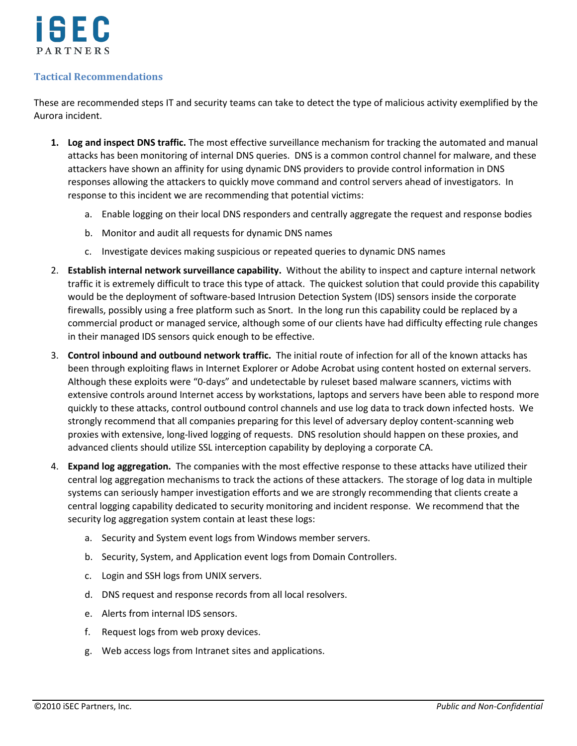## Tactical Recommendations

These are recommended steps IT and security teams can take to detect the type of malicious activity exemplified by the Aurora incident.

1. **Log and inspect DNS traffic.** The most effective surveillance mechanism for tracking the automated and manual attacks has been monitoring of internal DNS queries. DNS is a common control channel for malware, and these attackers have shown an affinity for using dynamic DNS providers to provide control information in DNS responses allowing the attackers to quickly move command and control servers ahead of investigators. In response to this incident we are recommending that potential victims:
    a. Enable logging on their local DNS responders and centrally aggregate the request and response bodies
    b. Monitor and audit all requests for dynamic DNS names
    c. Investigate devices making suspicious or repeated queries to dynamic DNS names
2. **Establish internal network surveillance capability.** Without the ability to inspect and capture internal network traffic it is extremely difficult to trace this type of attack. The quickest solution that could provide this capability would be the deployment of software-based Intrusion Detection System (IDS) sensors inside the corporate firewalls, possibly using a free platform such as Snort. In the long run this capability could be replaced by a commercial product or managed service, although some of our clients have had difficulty effecting rule changes in their managed IDS sensors quick enough to be effective.
3. **Control inbound and outbound network traffic.** The initial route of infection for all of the known attacks has been through exploiting flaws in Internet Explorer or Adobe Acrobat using content hosted on external servers. Although these exploits were "0-days" and undetectable by ruleset based malware scanners, victims with extensive controls around Internet access by workstations, laptops and servers have been able to respond more quickly to these attacks, control outbound control channels and use log data to track down infected hosts. We strongly recommend that all companies preparing for this level of adversary deploy content-scanning web proxies with extensive, long-lived logging of requests. DNS resolution should happen on these proxies, and advanced clients should utilize SSL interception capability by deploying a corporate CA.
4. **Expand log aggregation.** The companies with the most effective response to these attacks have utilized their central log aggregation mechanisms to track the actions of these attackers. The storage of log data in multiple systems can seriously hamper investigation efforts and we are strongly recommending that clients create a central logging capability dedicated to security monitoring and incident response. We recommend that the security log aggregation system contain at least these logs:
    a. Security and System event logs from Windows member servers.
    b. Security, System, and Application event logs from Domain Controllers.
    c. Login and SSH logs from UNIX servers.
    d. DNS request and response records from all local resolvers.
    e. Alerts from internal IDS sensors.
    f. Request logs from web proxy devices.
    g. Web access logs from Intranet sites and applications.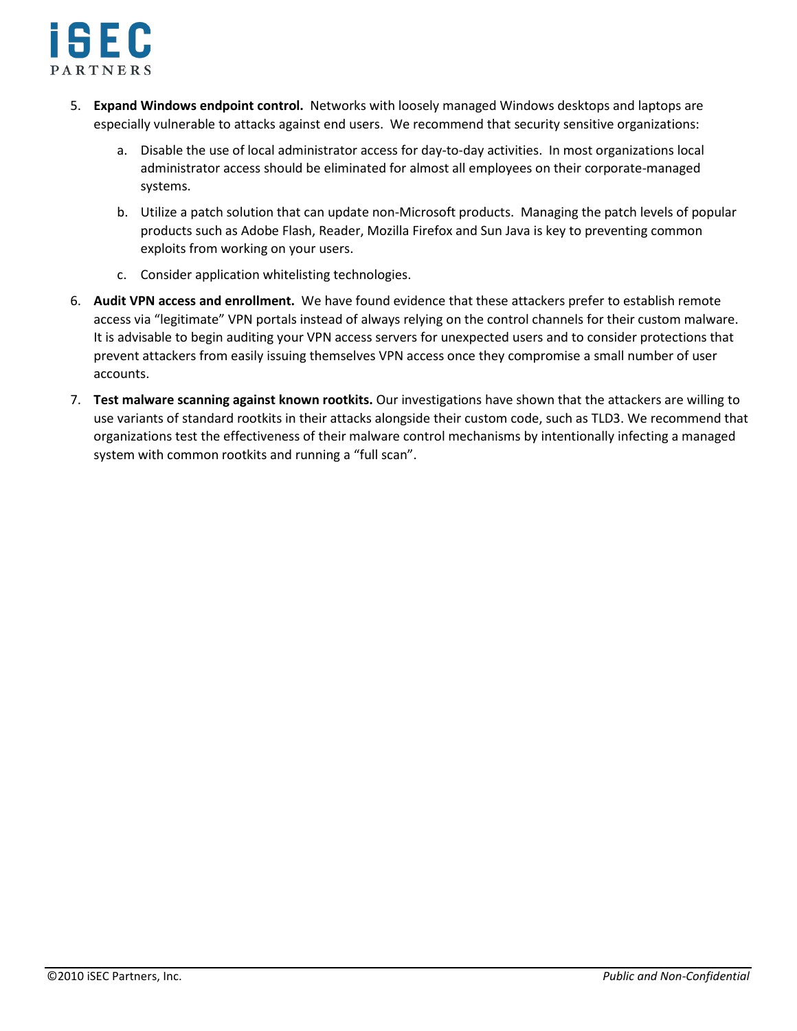5. **Expand Windows endpoint control.** Networks with loosely managed Windows desktops and laptops are especially vulnerable to attacks against end users. We recommend that security sensitive organizations:

    a. Disable the use of local administrator access for day-to-day activities. In most organizations local administrator access should be eliminated for almost all employees on their corporate-managed systems.

    b. Utilize a patch solution that can update non-Microsoft products. Managing the patch levels of popular products such as Adobe Flash, Reader, Mozilla Firefox and Sun Java is key to preventing common exploits from working on your users.

    c. Consider application whitelisting technologies.

6. **Audit VPN access and enrollment.** We have found evidence that these attackers prefer to establish remote access via "legitimate" VPN portals instead of always relying on the control channels for their custom malware. It is advisable to begin auditing your VPN access servers for unexpected users and to consider protections that prevent attackers from easily issuing themselves VPN access once they compromise a small number of user accounts.

7. **Test malware scanning against known rootkits.** Our investigations have shown that the attackers are willing to use variants of standard rootkits in their attacks alongside their custom code, such as TLD3. We recommend that organizations test the effectiveness of their malware control mechanisms by intentionally infecting a managed system with common rootkits and running a "full scan".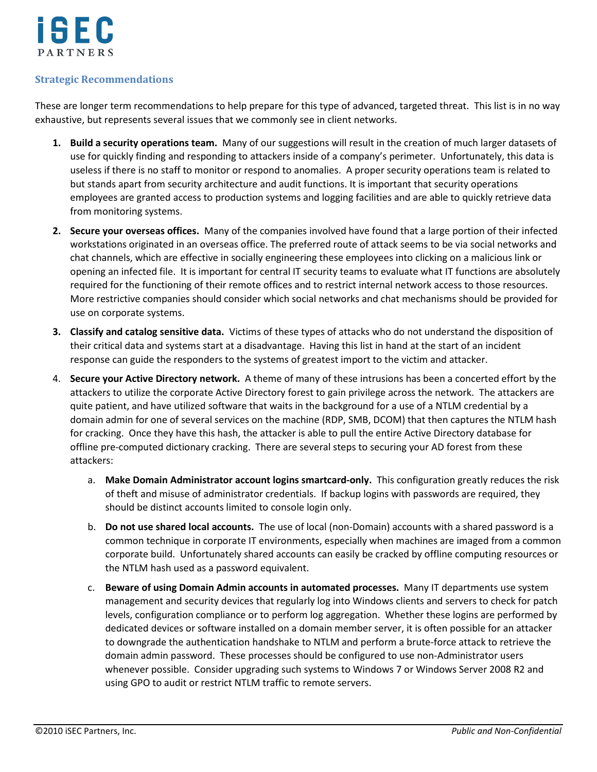### Strategic Recommendations

These are longer term recommendations to help prepare for this type of advanced, targeted threat. This list is in no way exhaustive, but represents several issues that we commonly see in client networks.

1. **Build a security operations team.** Many of our suggestions will result in the creation of much larger datasets of use for quickly finding and responding to attackers inside of a company's perimeter. Unfortunately, this data is useless if there is no staff to monitor or respond to anomalies. A proper security operations team is related to but stands apart from security architecture and audit functions. It is important that security operations employees are granted access to production systems and logging facilities and are able to quickly retrieve data from monitoring systems.
2. **Secure your overseas offices.** Many of the companies involved have found that a large portion of their infected workstations originated in an overseas office. The preferred route of attack seems to be via social networks and chat channels, which are effective in socially engineering these employees into clicking on a malicious link or opening an infected file. It is important for central IT security teams to evaluate what IT functions are absolutely required for the functioning of their remote offices and to restrict internal network access to those resources. More restrictive companies should consider which social networks and chat mechanisms should be provided for use on corporate systems.
3. **Classify and catalog sensitive data.** Victims of these types of attacks who do not understand the disposition of their critical data and systems start at a disadvantage. Having this list in hand at the start of an incident response can guide the responders to the systems of greatest import to the victim and attacker.
4. **Secure your Active Directory network.** A theme of many of these intrusions has been a concerted effort by the attackers to utilize the corporate Active Directory forest to gain privilege across the network. The attackers are quite patient, and have utilized software that waits in the background for a use of a NTLM credential by a domain admin for one of several services on the machine (RDP, SMB, DCOM) that then captures the NTLM hash for cracking. Once they have this hash, the attacker is able to pull the entire Active Directory database for offline pre-computed dictionary cracking. There are several steps to securing your AD forest from these attackers:
    a. **Make Domain Administrator account logins smartcard-only.** This configuration greatly reduces the risk of theft and misuse of administrator credentials. If backup logins with passwords are required, they should be distinct accounts limited to console login only.
    b. **Do not use shared local accounts.** The use of local (non-Domain) accounts with a shared password is a common technique in corporate IT environments, especially when machines are imaged from a common corporate build. Unfortunately shared accounts can easily be cracked by offline computing resources or the NTLM hash used as a password equivalent.
    c. **Beware of using Domain Admin accounts in automated processes.** Many IT departments use system management and security devices that regularly log into Windows clients and servers to check for patch levels, configuration compliance or to perform log aggregation. Whether these logins are performed by dedicated devices or software installed on a domain member server, it is often possible for an attacker to downgrade the authentication handshake to NTLM and perform a brute-force attack to retrieve the domain admin password. These processes should be configured to use non-Administrator users whenever possible. Consider upgrading such systems to Windows 7 or Windows Server 2008 R2 and using GPO to audit or restrict NTLM traffic to remote servers.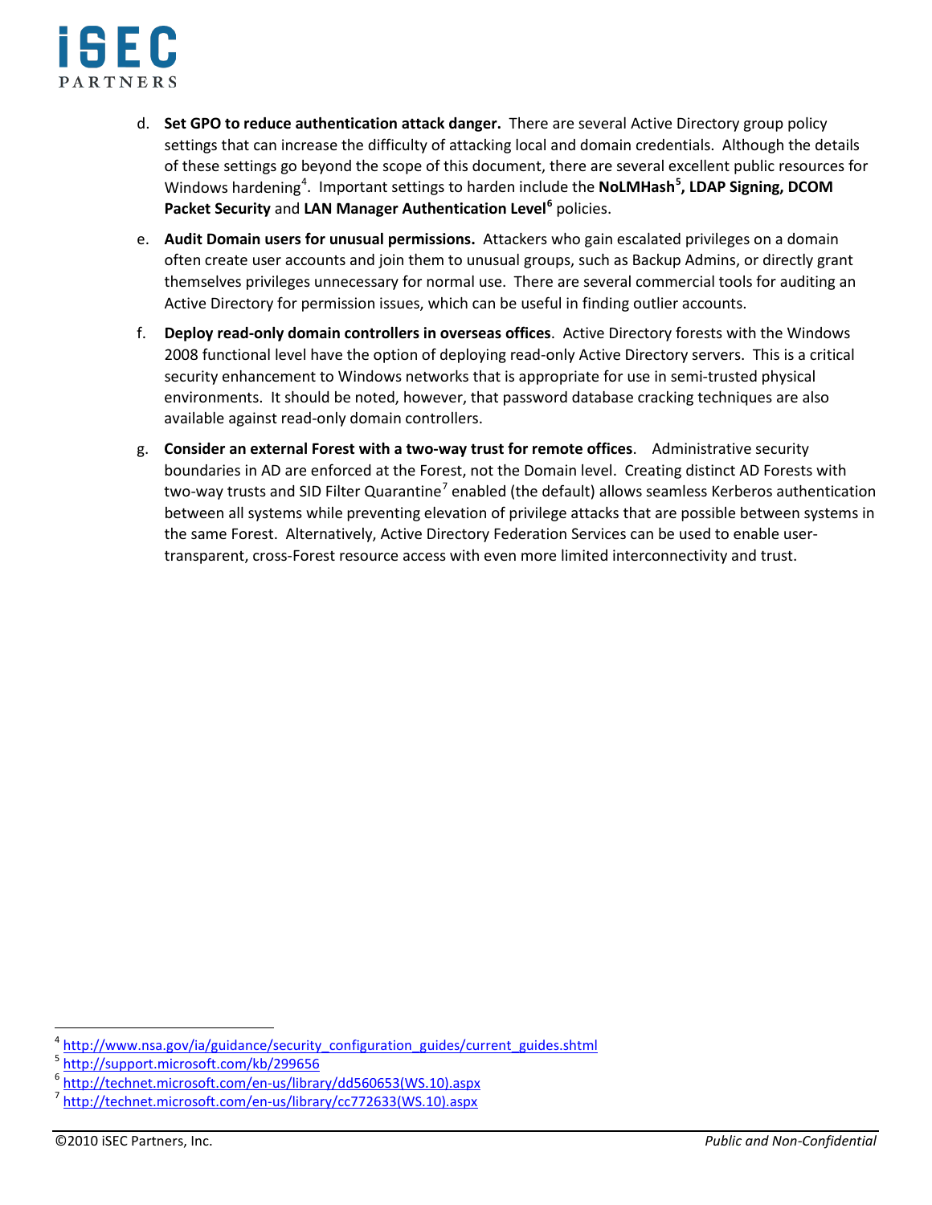d. **Set GPO to reduce authentication attack danger.** There are several Active Directory group policy settings that can increase the difficulty of attacking local and domain credentials. Although the details of these settings go beyond the scope of this document, there are several excellent public resources for Windows hardening[4]. Important settings to harden include the **NoLMHash[5], LDAP Signing, DCOM Packet Security** and **LAN Manager Authentication Level[6]** policies.

e. **Audit Domain users for unusual permissions.** Attackers who gain escalated privileges on a domain often create user accounts and join them to unusual groups, such as Backup Admins, or directly grant themselves privileges unnecessary for normal use. There are several commercial tools for auditing an Active Directory for permission issues, which can be useful in finding outlier accounts.

f. **Deploy read-only domain controllers in overseas offices**. Active Directory forests with the Windows 2008 functional level have the option of deploying read-only Active Directory servers. This is a critical security enhancement to Windows networks that is appropriate for use in semi-trusted physical environments. It should be noted, however, that password database cracking techniques are also available against read-only domain controllers.

g. **Consider an external Forest with a two-way trust for remote offices**. Administrative security boundaries in AD are enforced at the Forest, not the Domain level. Creating distinct AD Forests with two-way trusts and SID Filter Quarantine[7] enabled (the default) allows seamless Kerberos authentication between all systems while preventing elevation of privilege attacks that are possible between systems in the same Forest. Alternatively, Active Directory Federation Services can be used to enable user-transparent, cross-Forest resource access with even more limited interconnectivity and trust.

---

[4] http://www.nsa.gov/ia/guidance/security_configuration_guides/current_guides.shtml
[5] http://support.microsoft.com/kb/299656
[6] http://technet.microsoft.com/en-us/library/dd560653(WS.10).aspx
[7] http://technet.microsoft.com/en-us/library/cc772633(WS.10).aspx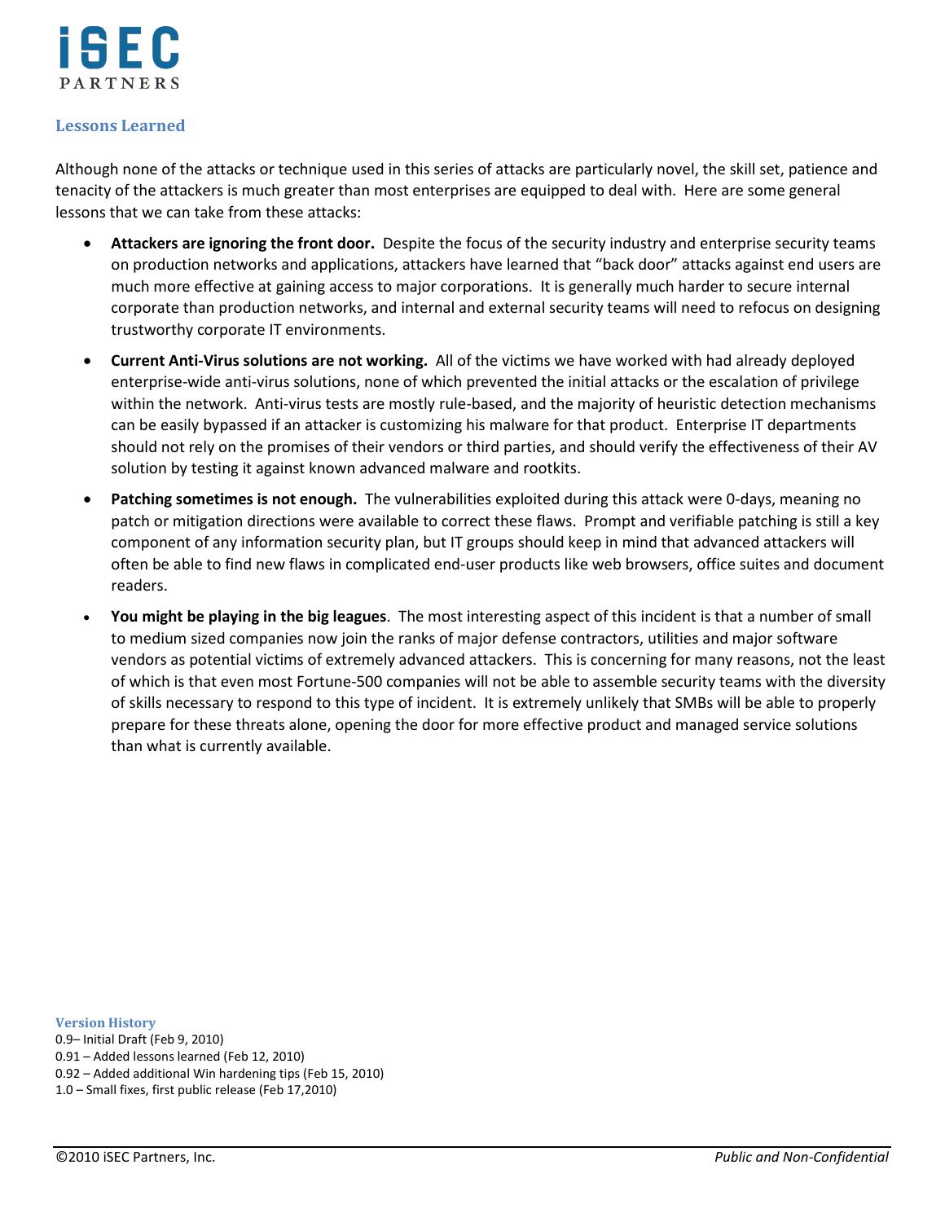## Lessons Learned

Although none of the attacks or technique used in this series of attacks are particularly novel, the skill set, patience and tenacity of the attackers is much greater than most enterprises are equipped to deal with. Here are some general lessons that we can take from these attacks:

- **Attackers are ignoring the front door.** Despite the focus of the security industry and enterprise security teams on production networks and applications, attackers have learned that "back door" attacks against end users are much more effective at gaining access to major corporations. It is generally much harder to secure internal corporate than production networks, and internal and external security teams will need to refocus on designing trustworthy corporate IT environments.
- **Current Anti-Virus solutions are not working.** All of the victims we have worked with had already deployed enterprise-wide anti-virus solutions, none of which prevented the initial attacks or the escalation of privilege within the network. Anti-virus tests are mostly rule-based, and the majority of heuristic detection mechanisms can be easily bypassed if an attacker is customizing his malware for that product. Enterprise IT departments should not rely on the promises of their vendors or third parties, and should verify the effectiveness of their AV solution by testing it against known advanced malware and rootkits.
- **Patching sometimes is not enough.** The vulnerabilities exploited during this attack were 0-days, meaning no patch or mitigation directions were available to correct these flaws. Prompt and verifiable patching is still a key component of any information security plan, but IT groups should keep in mind that advanced attackers will often be able to find new flaws in complicated end-user products like web browsers, office suites and document readers.
- **You might be playing in the big leagues**. The most interesting aspect of this incident is that a number of small to medium sized companies now join the ranks of major defense contractors, utilities and major software vendors as potential victims of extremely advanced attackers. This is concerning for many reasons, not the least of which is that even most Fortune-500 companies will not be able to assemble security teams with the diversity of skills necessary to respond to this type of incident. It is extremely unlikely that SMBs will be able to properly prepare for these threats alone, opening the door for more effective product and managed service solutions than what is currently available.

**Version History**

0.9– Initial Draft (Feb 9, 2010)
0.91 – Added lessons learned (Feb 12, 2010)
0.92 – Added additional Win hardening tips (Feb 15, 2010)
1.0 – Small fixes, first public release (Feb 17,2010)